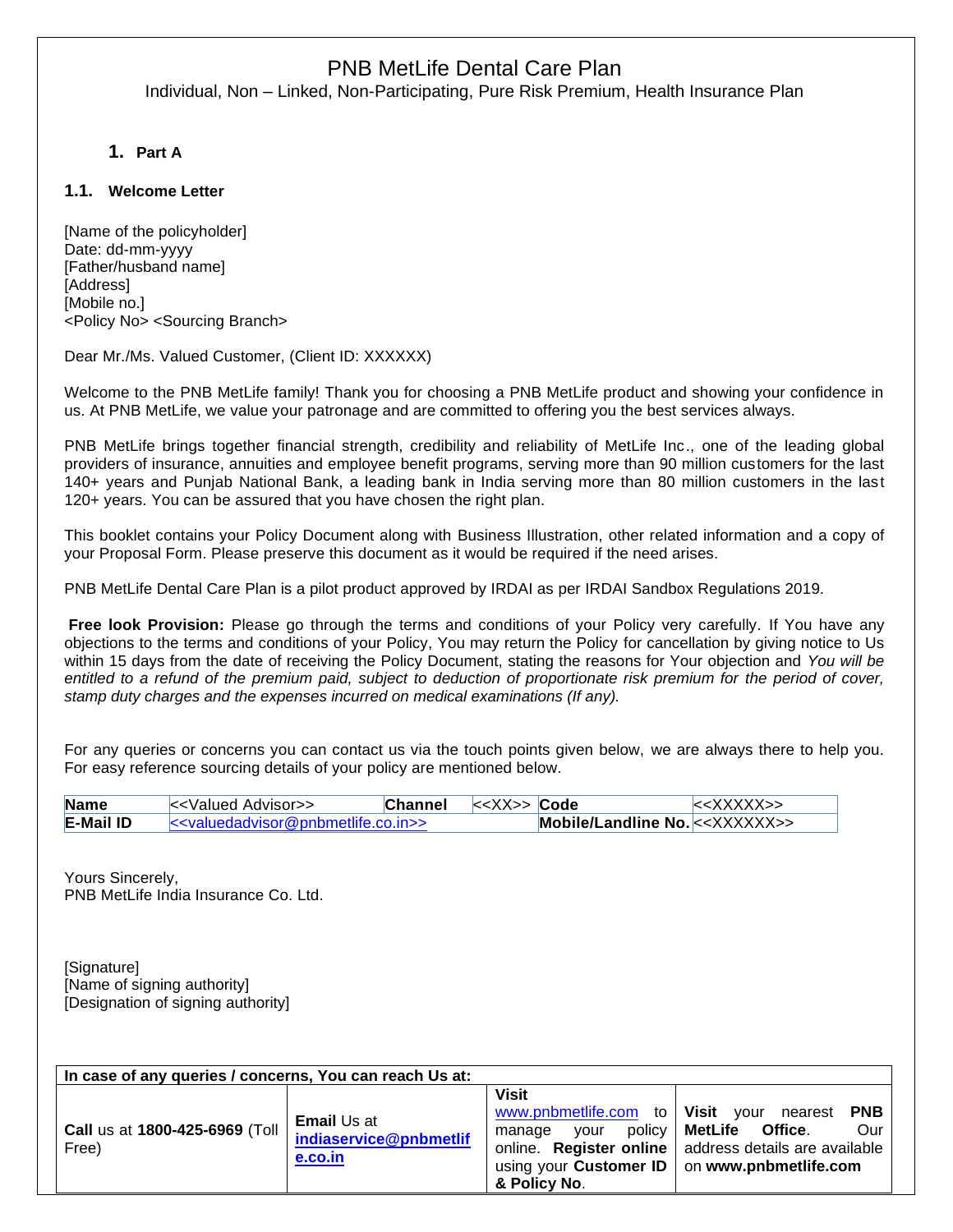# PNB MetLife Dental Care Plan

Individual, Non – Linked, Non-Participating, Pure Risk Premium, Health Insurance Plan

## 1. Part A

### 1.1. Welcome Letter

[Name of the policyholder]
Date: dd-mm-yyyy
[Father/husband name]
[Address]
[Mobile no.]
<Policy No> <Sourcing Branch>

Dear Mr./Ms. Valued Customer, (Client ID: XXXXXX)

Welcome to the PNB MetLife family! Thank you for choosing a PNB MetLife product and showing your confidence in us. At PNB MetLife, we value your patronage and are committed to offering you the best services always.

PNB MetLife brings together financial strength, credibility and reliability of MetLife Inc., one of the leading global providers of insurance, annuities and employee benefit programs, serving more than 90 million customers for the last 140+ years and Punjab National Bank, a leading bank in India serving more than 80 million customers in the last 120+ years. You can be assured that you have chosen the right plan.

This booklet contains your Policy Document along with Business Illustration, other related information and a copy of your Proposal Form. Please preserve this document as it would be required if the need arises.

PNB MetLife Dental Care Plan is a pilot product approved by IRDAI as per IRDAI Sandbox Regulations 2019.

**Free look Provision:** Please go through the terms and conditions of your Policy very carefully. If You have any objections to the terms and conditions of your Policy, You may return the Policy for cancellation by giving notice to Us within 15 days from the date of receiving the Policy Document, stating the reasons for Your objection and *You will be entitled to a refund of the premium paid, subject to deduction of proportionate risk premium for the period of cover, stamp duty charges and the expenses incurred on medical examinations (If any).*

For any queries or concerns you can contact us via the touch points given below, we are always there to help you. For easy reference sourcing details of your policy are mentioned below.

| **Name** | <<Valued Advisor>> | **Channel** | <<XX>> | **Code** | <<XXXXX>> |
|---|---|---|---|---|---|
| **E-Mail ID** | <<valuedadvisor@pnbmetlife.co.in>> | | | **Mobile/Landline No.** | <<XXXXXX>> |

Yours Sincerely,
PNB MetLife India Insurance Co. Ltd.

[Signature]
[Name of signing authority]
[Designation of signing authority]

| **In case of any queries / concerns, You can reach Us at:** | | | |
|---|---|---|---|
| **Call** us at **1800-425-6969** (Toll Free) | **Email** Us at **indiaservice@pnbmetlife.co.in** | **Visit** www.pnbmetlife.com to manage your policy online. **Register online** using your **Customer ID & Policy No**. | **Visit** your nearest **PNB MetLife Office**. Our address details are available on **www.pnbmetlife.com** |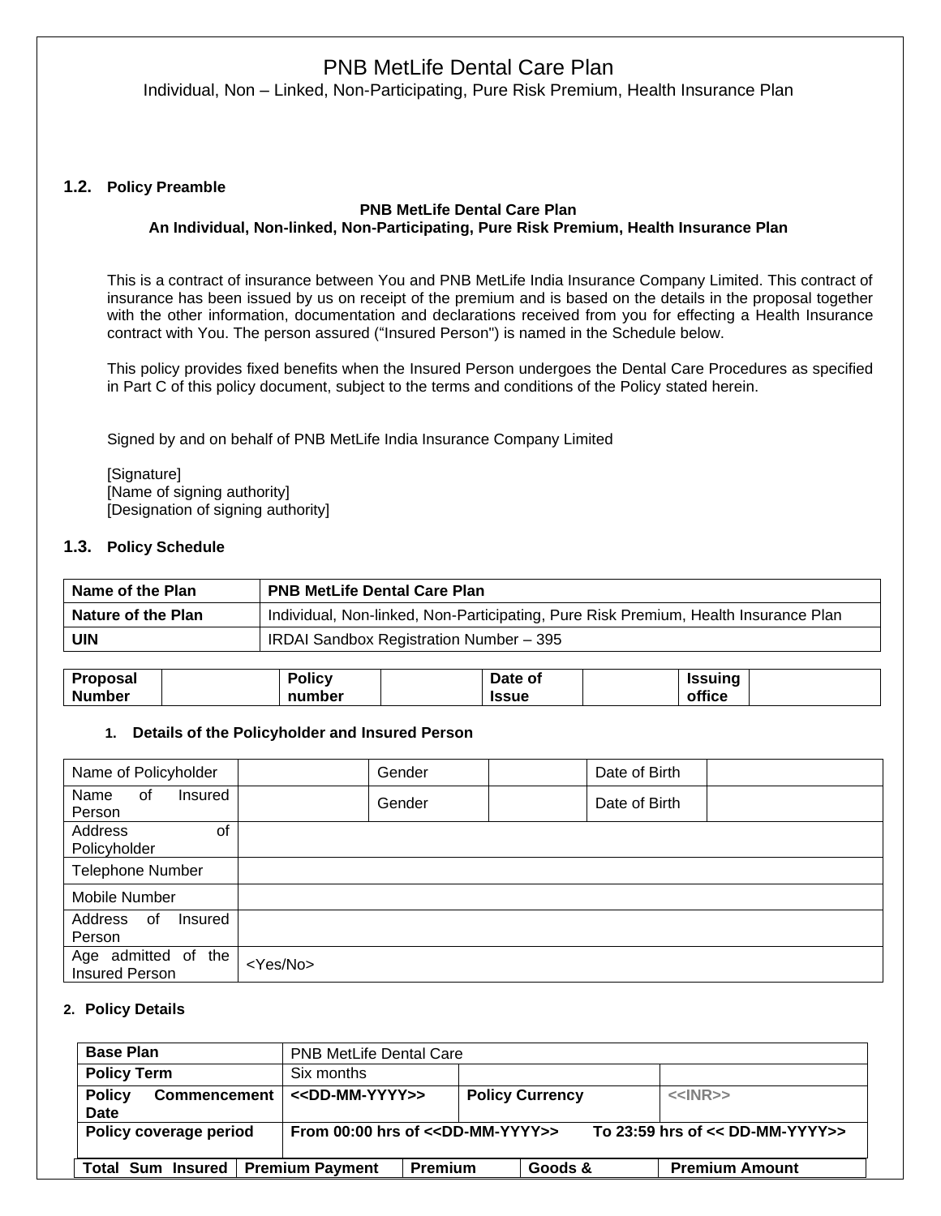PNB MetLife Dental Care Plan

Individual, Non – Linked, Non-Participating, Pure Risk Premium, Health Insurance Plan

### 1.2. Policy Preamble

**PNB MetLife Dental Care Plan**
**An Individual, Non-linked, Non-Participating, Pure Risk Premium, Health Insurance Plan**

This is a contract of insurance between You and PNB MetLife India Insurance Company Limited. This contract of insurance has been issued by us on receipt of the premium and is based on the details in the proposal together with the other information, documentation and declarations received from you for effecting a Health Insurance contract with You. The person assured ("Insured Person") is named in the Schedule below.

This policy provides fixed benefits when the Insured Person undergoes the Dental Care Procedures as specified in Part C of this policy document, subject to the terms and conditions of the Policy stated herein.

Signed by and on behalf of PNB MetLife India Insurance Company Limited

[Signature]
[Name of signing authority]
[Designation of signing authority]

### 1.3. Policy Schedule

| **Name of the Plan** | **PNB MetLife Dental Care Plan** |
|---|---|
| **Nature of the Plan** | Individual, Non-linked, Non-Participating, Pure Risk Premium, Health Insurance Plan |
| **UIN** | IRDAI Sandbox Registration Number – 395 |

| **Proposal Number** | | **Policy number** | | **Date of Issue** | | **Issuing office** | |
|---|---|---|---|---|---|---|---|

1. **Details of the Policyholder and Insured Person**

| Name of Policyholder | | Gender | | Date of Birth | |
|---|---|---|---|---|---|
| Name of Insured Person | | Gender | | Date of Birth | |
| Address of Policyholder | | | | | |
| Telephone Number | | | | | |
| Mobile Number | | | | | |
| Address of Insured Person | | | | | |
| Age admitted of the Insured Person | <Yes/No> | | | | |

2. **Policy Details**

| **Base Plan** | PNB MetLife Dental Care | | |
|---|---|---|---|
| **Policy Term** | Six months | | |
| **Policy Commencement Date** | **<<DD-MM-YYYY>>** | **Policy Currency** | **<<INR>>** |
| **Policy coverage period** | **From 00:00 hrs of <<DD-MM-YYYY>> To 23:59 hrs of << DD-MM-YYYY>>** | | |

| **Total Sum Insured** | **Premium Payment** | **Premium** | **Goods &** | **Premium Amount** |
|---|---|---|---|---|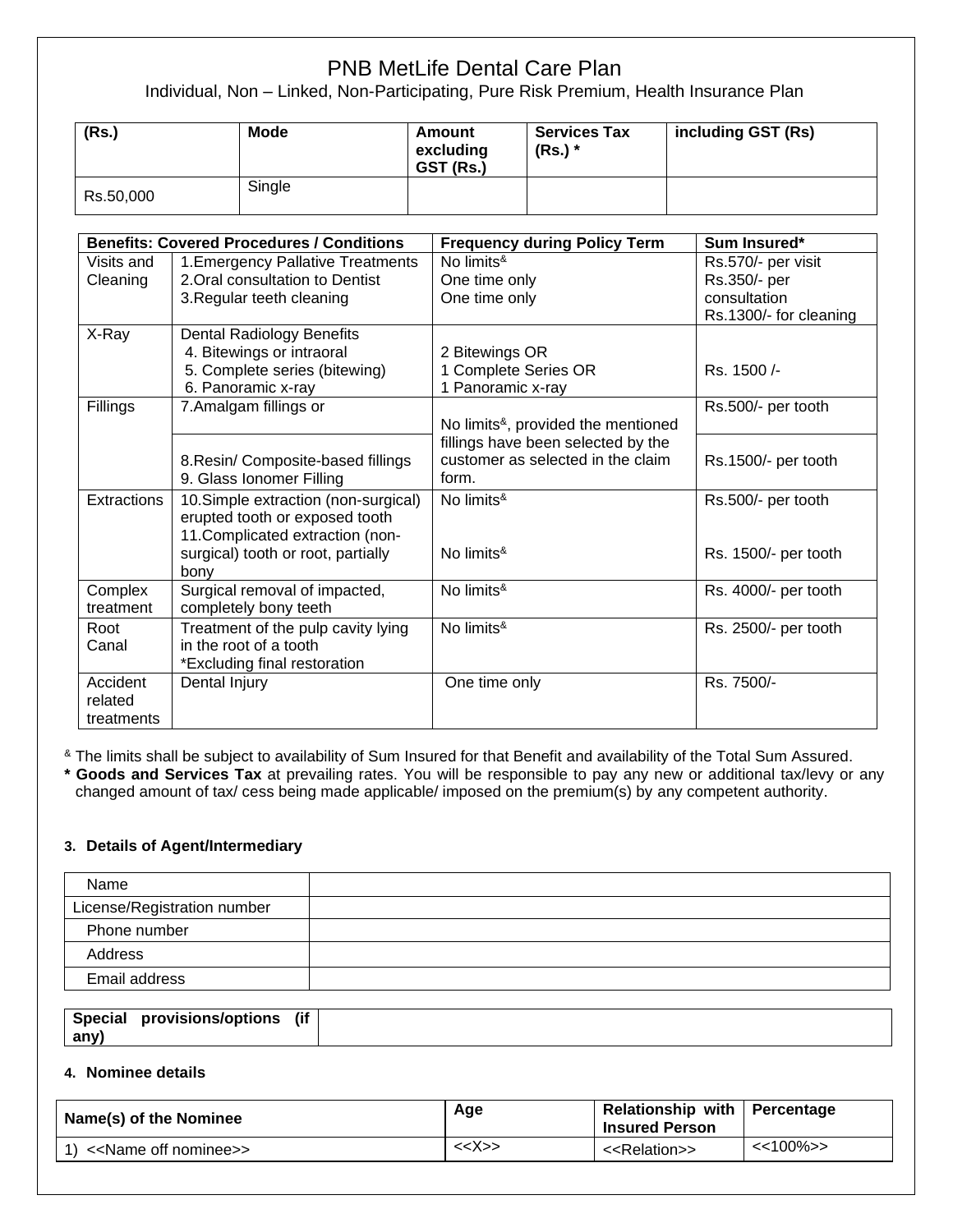# PNB MetLife Dental Care Plan

Individual, Non – Linked, Non-Participating, Pure Risk Premium, Health Insurance Plan

| (Rs.) | Mode | Amount excluding GST (Rs.) | Services Tax (Rs.) * | including GST (Rs) |
|---|---|---|---|---|
| Rs.50,000 | Single | | | |

| Benefits: Covered Procedures / Conditions | | Frequency during Policy Term | Sum Insured* |
|---|---|---|---|
| Visits and Cleaning | 1.Emergency Pallative Treatments<br>2.Oral consultation to Dentist<br>3.Regular teeth cleaning | No limits[&]<br>One time only<br>One time only | Rs.570/- per visit<br>Rs.350/- per consultation<br>Rs.1300/- for cleaning |
| X-Ray | Dental Radiology Benefits<br>4. Bitewings or intraoral<br>5. Complete series (bitewing)<br>6. Panoramic x-ray | 2 Bitewings OR<br>1 Complete Series OR<br>1 Panoramic x-ray | Rs. 1500 /- |
| Fillings | 7.Amalgam fillings or | No limits[&], provided the mentioned fillings have been selected by the customer as selected in the claim form. | Rs.500/- per tooth |
| | 8.Resin/ Composite-based fillings<br>9. Glass Ionomer Filling | | Rs.1500/- per tooth |
| Extractions | 10.Simple extraction (non-surgical) erupted tooth or exposed tooth<br>11.Complicated extraction (non-surgical) tooth or root, partially bony | No limits[&]<br>No limits[&] | Rs.500/- per tooth<br>Rs. 1500/- per tooth |
| Complex treatment | Surgical removal of impacted, completely bony teeth | No limits[&] | Rs. 4000/- per tooth |
| Root Canal | Treatment of the pulp cavity lying in the root of a tooth<br>*Excluding final restoration | No limits[&] | Rs. 2500/- per tooth |
| Accident related treatments | Dental Injury | One time only | Rs. 7500/- |

[&] The limits shall be subject to availability of Sum Insured for that Benefit and availability of the Total Sum Assured.

**\* Goods and Services Tax** at prevailing rates. You will be responsible to pay any new or additional tax/levy or any changed amount of tax/ cess being made applicable/ imposed on the premium(s) by any competent authority.

### 3. Details of Agent/Intermediary

| Name | |
|---|---|
| License/Registration number | |
| Phone number | |
| Address | |
| Email address | |

| **Special provisions/options (if any)** | |
|---|---|

### 4. Nominee details

| Name(s) of the Nominee | Age | Relationship with Insured Person | Percentage |
|---|---|---|---|
| 1) <<Name off nominee>> | <<X>> | <<Relation>> | <<100%>> |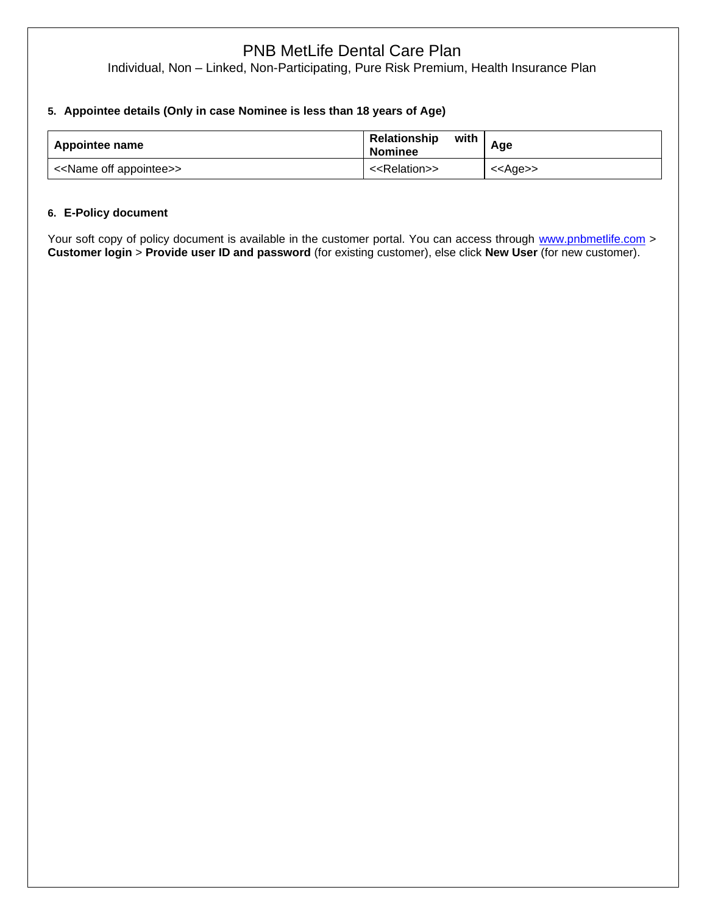**5. Appointee details (Only in case Nominee is less than 18 years of Age)**

| Appointee name | Relationship with Nominee | Age |
| --- | --- | --- |
| <<Name off appointee>> | <<Relation>> | <<Age>> |

**6. E-Policy document**

Your soft copy of policy document is available in the customer portal. You can access through www.pnbmetlife.com > **Customer login** > **Provide user ID and password** (for existing customer), else click **New User** (for new customer).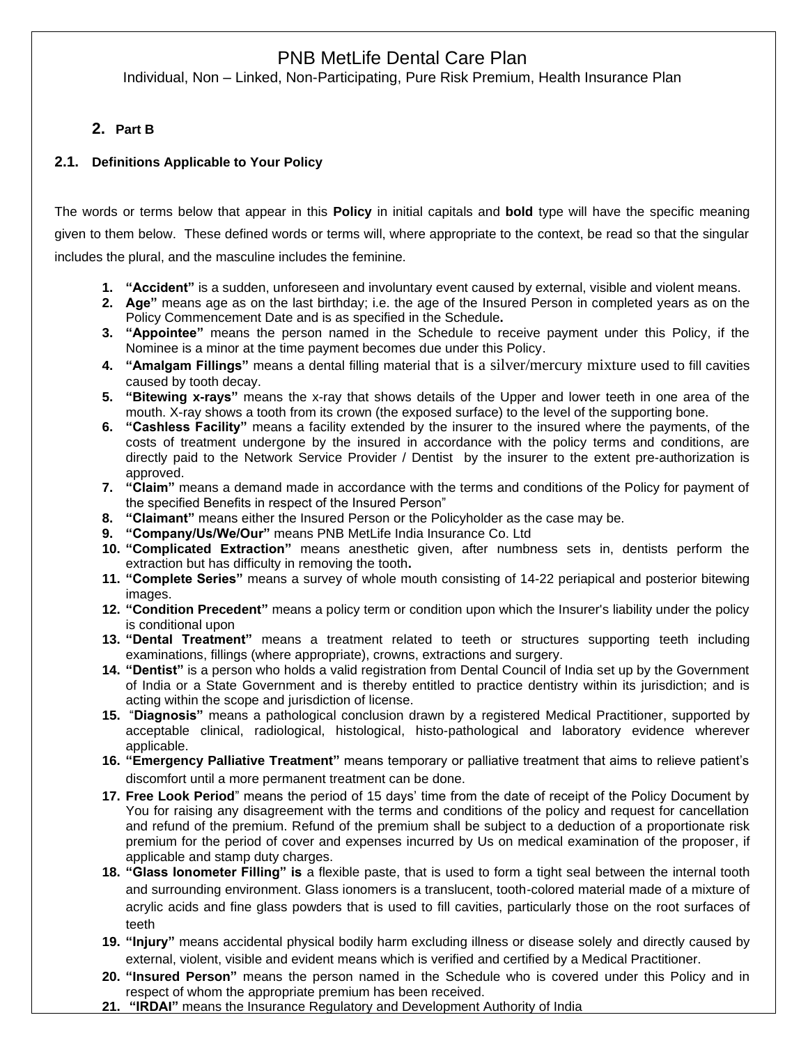# PNB MetLife Dental Care Plan

Individual, Non – Linked, Non-Participating, Pure Risk Premium, Health Insurance Plan

## 2. Part B

### 2.1. Definitions Applicable to Your Policy

The words or terms below that appear in this **Policy** in initial capitals and **bold** type will have the specific meaning given to them below. These defined words or terms will, where appropriate to the context, be read so that the singular includes the plural, and the masculine includes the feminine.

1. **"Accident"** is a sudden, unforeseen and involuntary event caused by external, visible and violent means.
2. **Age"** means age as on the last birthday; i.e. the age of the Insured Person in completed years as on the Policy Commencement Date and is as specified in the Schedule**.**
3. **"Appointee"** means the person named in the Schedule to receive payment under this Policy, if the Nominee is a minor at the time payment becomes due under this Policy.
4. **"Amalgam Fillings"** means a dental filling material that is a silver/mercury mixture used to fill cavities caused by tooth decay.
5. **"Bitewing x-rays"** means the x-ray that shows details of the Upper and lower teeth in one area of the mouth. X-ray shows a tooth from its crown (the exposed surface) to the level of the supporting bone.
6. **"Cashless Facility"** means a facility extended by the insurer to the insured where the payments, of the costs of treatment undergone by the insured in accordance with the policy terms and conditions, are directly paid to the Network Service Provider / Dentist by the insurer to the extent pre-authorization is approved.
7. **"Claim"** means a demand made in accordance with the terms and conditions of the Policy for payment of the specified Benefits in respect of the Insured Person"
8. **"Claimant"** means either the Insured Person or the Policyholder as the case may be.
9. **"Company/Us/We/Our"** means PNB MetLife India Insurance Co. Ltd
10. **"Complicated Extraction"** means anesthetic given, after numbness sets in, dentists perform the extraction but has difficulty in removing the tooth**.**
11. **"Complete Series"** means a survey of whole mouth consisting of 14-22 periapical and posterior bitewing images.
12. **"Condition Precedent"** means a policy term or condition upon which the Insurer's liability under the policy is conditional upon
13. **"Dental Treatment"** means a treatment related to teeth or structures supporting teeth including examinations, fillings (where appropriate), crowns, extractions and surgery.
14. **"Dentist"** is a person who holds a valid registration from Dental Council of India set up by the Government of India or a State Government and is thereby entitled to practice dentistry within its jurisdiction; and is acting within the scope and jurisdiction of license.
15. "**Diagnosis"** means a pathological conclusion drawn by a registered Medical Practitioner, supported by acceptable clinical, radiological, histological, histo-pathological and laboratory evidence wherever applicable.
16. **"Emergency Palliative Treatment"** means temporary or palliative treatment that aims to relieve patient's discomfort until a more permanent treatment can be done.
17. **Free Look Period**" means the period of 15 days' time from the date of receipt of the Policy Document by You for raising any disagreement with the terms and conditions of the policy and request for cancellation and refund of the premium. Refund of the premium shall be subject to a deduction of a proportionate risk premium for the period of cover and expenses incurred by Us on medical examination of the proposer, if applicable and stamp duty charges.
18. **"Glass Ionometer Filling" is** a flexible paste, that is used to form a tight seal between the internal tooth and surrounding environment. Glass ionomers is a translucent, tooth-colored material made of a mixture of acrylic acids and fine glass powders that is used to fill cavities, particularly those on the root surfaces of teeth
19. **"Injury"** means accidental physical bodily harm excluding illness or disease solely and directly caused by external, violent, visible and evident means which is verified and certified by a Medical Practitioner.
20. **"Insured Person"** means the person named in the Schedule who is covered under this Policy and in respect of whom the appropriate premium has been received.
21. **"IRDAI"** means the Insurance Regulatory and Development Authority of India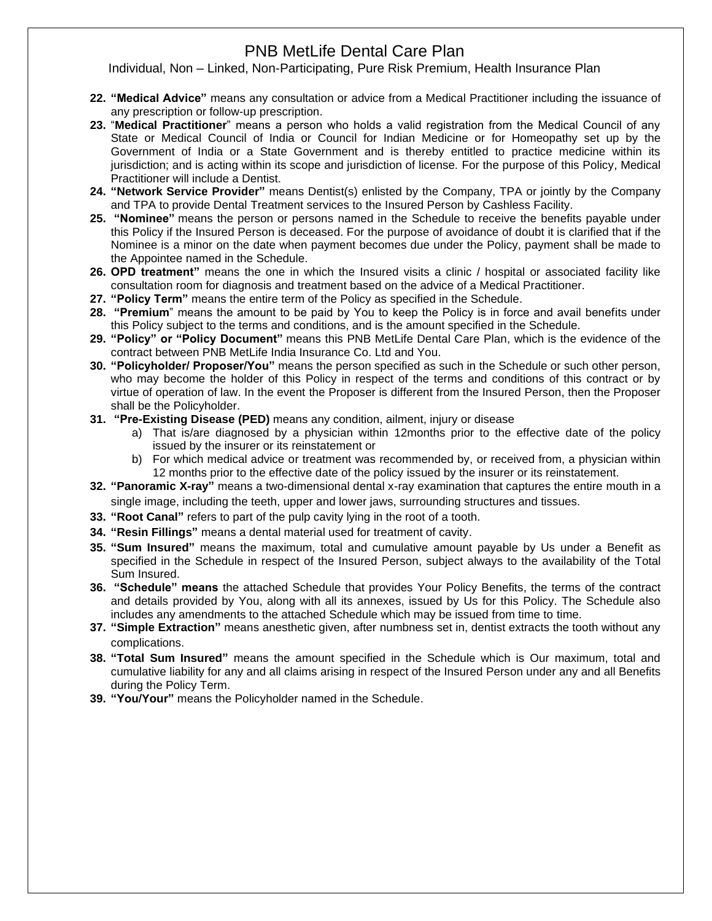22. **“Medical Advice”** means any consultation or advice from a Medical Practitioner including the issuance of any prescription or follow-up prescription.
23. “**Medical Practitioner**” means a person who holds a valid registration from the Medical Council of any State or Medical Council of India or Council for Indian Medicine or for Homeopathy set up by the Government of India or a State Government and is thereby entitled to practice medicine within its jurisdiction; and is acting within its scope and jurisdiction of license. For the purpose of this Policy, Medical Practitioner will include a Dentist.
24. **“Network Service Provider”** means Dentist(s) enlisted by the Company, TPA or jointly by the Company and TPA to provide Dental Treatment services to the Insured Person by Cashless Facility.
25. **“Nominee”** means the person or persons named in the Schedule to receive the benefits payable under this Policy if the Insured Person is deceased. For the purpose of avoidance of doubt it is clarified that if the Nominee is a minor on the date when payment becomes due under the Policy, payment shall be made to the Appointee named in the Schedule.
26. **OPD treatment”** means the one in which the Insured visits a clinic / hospital or associated facility like consultation room for diagnosis and treatment based on the advice of a Medical Practitioner.
27. **“Policy Term”** means the entire term of the Policy as specified in the Schedule.
28. **“Premium**” means the amount to be paid by You to keep the Policy is in force and avail benefits under this Policy subject to the terms and conditions, and is the amount specified in the Schedule.
29. **“Policy” or “Policy Document”** means this PNB MetLife Dental Care Plan, which is the evidence of the contract between PNB MetLife India Insurance Co. Ltd and You.
30. **“Policyholder/ Proposer/You”** means the person specified as such in the Schedule or such other person, who may become the holder of this Policy in respect of the terms and conditions of this contract or by virtue of operation of law. In the event the Proposer is different from the Insured Person, then the Proposer shall be the Policyholder.
31. **“Pre-Existing Disease (PED)** means any condition, ailment, injury or disease
    a) That is/are diagnosed by a physician within 12months prior to the effective date of the policy issued by the insurer or its reinstatement or
    b) For which medical advice or treatment was recommended by, or received from, a physician within 12 months prior to the effective date of the policy issued by the insurer or its reinstatement.
32. **“Panoramic X-ray”** means a two-dimensional dental x-ray examination that captures the entire mouth in a single image, including the teeth, upper and lower jaws, surrounding structures and tissues.
33. **“Root Canal”** refers to part of the pulp cavity lying in the root of a tooth.
34. **“Resin Fillings”** means a dental material used for treatment of cavity.
35. **“Sum Insured”** means the maximum, total and cumulative amount payable by Us under a Benefit as specified in the Schedule in respect of the Insured Person, subject always to the availability of the Total Sum Insured.
36. **“Schedule” means** the attached Schedule that provides Your Policy Benefits, the terms of the contract and details provided by You, along with all its annexes, issued by Us for this Policy. The Schedule also includes any amendments to the attached Schedule which may be issued from time to time.
37. **“Simple Extraction”** means anesthetic given, after numbness set in, dentist extracts the tooth without any complications.
38. **“Total Sum Insured”** means the amount specified in the Schedule which is Our maximum, total and cumulative liability for any and all claims arising in respect of the Insured Person under any and all Benefits during the Policy Term.
39. **“You/Your”** means the Policyholder named in the Schedule.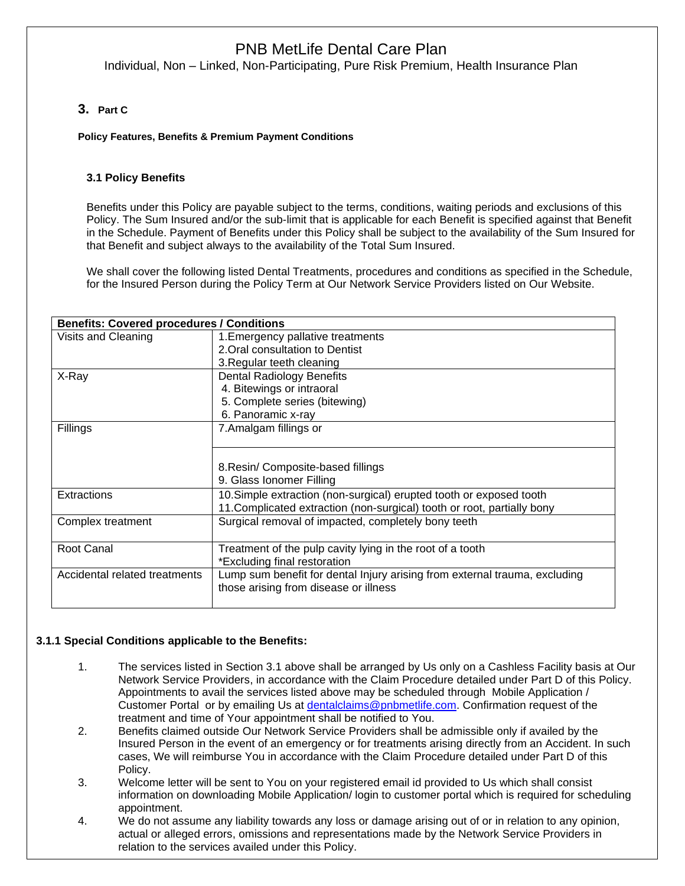# PNB MetLife Dental Care Plan

Individual, Non – Linked, Non-Participating, Pure Risk Premium, Health Insurance Plan

## 3. Part C

**Policy Features, Benefits & Premium Payment Conditions**

### 3.1 Policy Benefits

Benefits under this Policy are payable subject to the terms, conditions, waiting periods and exclusions of this Policy. The Sum Insured and/or the sub-limit that is applicable for each Benefit is specified against that Benefit in the Schedule. Payment of Benefits under this Policy shall be subject to the availability of the Sum Insured for that Benefit and subject always to the availability of the Total Sum Insured.

We shall cover the following listed Dental Treatments, procedures and conditions as specified in the Schedule, for the Insured Person during the Policy Term at Our Network Service Providers listed on Our Website.

| **Benefits: Covered procedures / Conditions** | |
|---|---|
| Visits and Cleaning | 1.Emergency pallative treatments<br>2.Oral consultation to Dentist<br>3.Regular teeth cleaning |
| X-Ray | Dental Radiology Benefits<br>4. Bitewings or intraoral<br>5. Complete series (bitewing)<br>6. Panoramic x-ray |
| Fillings | 7.Amalgam fillings or |
| | 8.Resin/ Composite-based fillings<br>9. Glass Ionomer Filling |
| Extractions | 10.Simple extraction (non-surgical) erupted tooth or exposed tooth<br>11.Complicated extraction (non-surgical) tooth or root, partially bony |
| Complex treatment | Surgical removal of impacted, completely bony teeth |
| Root Canal | Treatment of the pulp cavity lying in the root of a tooth<br>*Excluding final restoration |
| Accidental related treatments | Lump sum benefit for dental Injury arising from external trauma, excluding those arising from disease or illness |

#### 3.1.1 Special Conditions applicable to the Benefits:

1. The services listed in Section 3.1 above shall be arranged by Us only on a Cashless Facility basis at Our Network Service Providers, in accordance with the Claim Procedure detailed under Part D of this Policy. Appointments to avail the services listed above may be scheduled through Mobile Application / Customer Portal or by emailing Us at dentalclaims@pnbmetlife.com. Confirmation request of the treatment and time of Your appointment shall be notified to You.
2. Benefits claimed outside Our Network Service Providers shall be admissible only if availed by the Insured Person in the event of an emergency or for treatments arising directly from an Accident. In such cases, We will reimburse You in accordance with the Claim Procedure detailed under Part D of this Policy.
3. Welcome letter will be sent to You on your registered email id provided to Us which shall consist information on downloading Mobile Application/ login to customer portal which is required for scheduling appointment.
4. We do not assume any liability towards any loss or damage arising out of or in relation to any opinion, actual or alleged errors, omissions and representations made by the Network Service Providers in relation to the services availed under this Policy.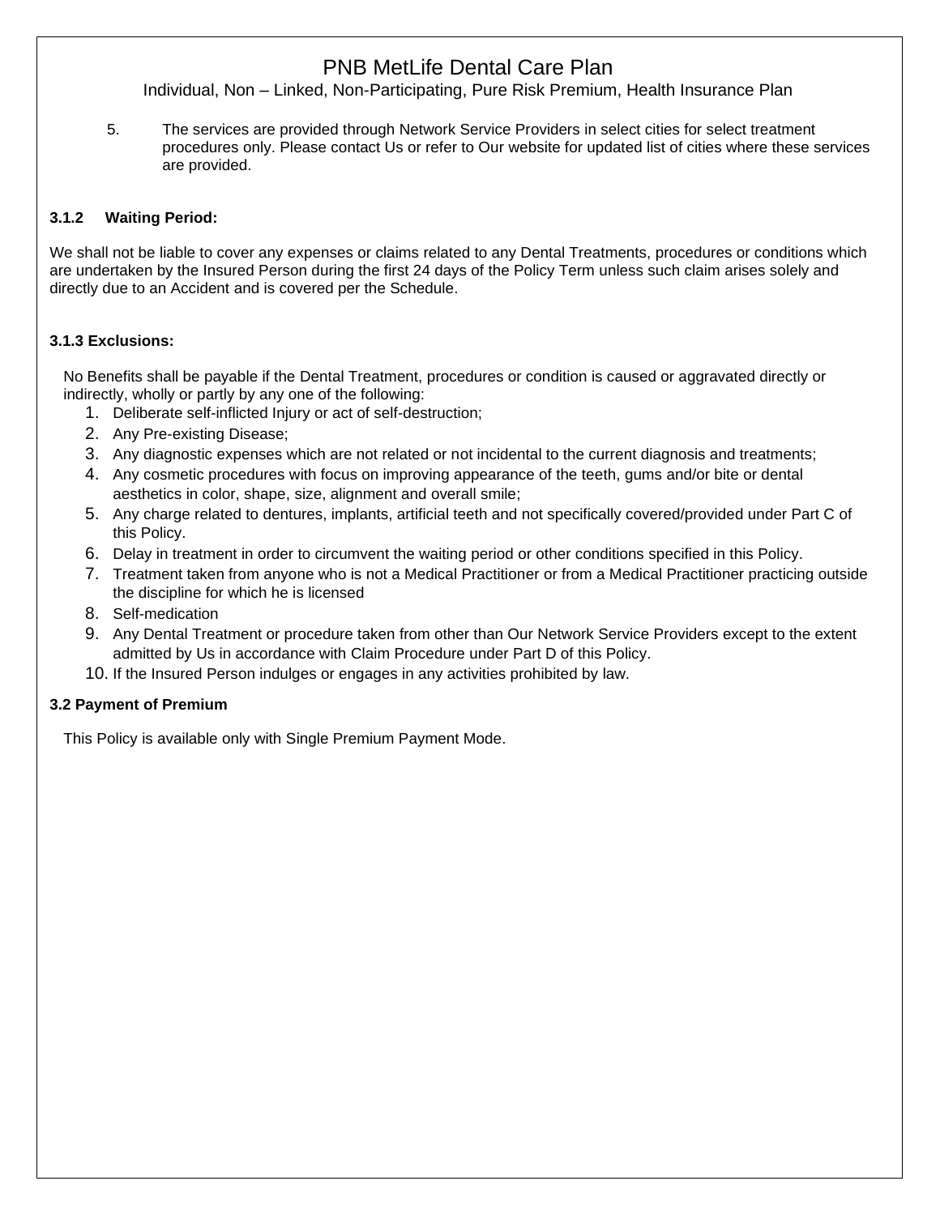5. The services are provided through Network Service Providers in select cities for select treatment procedures only. Please contact Us or refer to Our website for updated list of cities where these services are provided.

**3.1.2 Waiting Period:**

We shall not be liable to cover any expenses or claims related to any Dental Treatments, procedures or conditions which are undertaken by the Insured Person during the first 24 days of the Policy Term unless such claim arises solely and directly due to an Accident and is covered per the Schedule.

**3.1.3 Exclusions:**

No Benefits shall be payable if the Dental Treatment, procedures or condition is caused or aggravated directly or indirectly, wholly or partly by any one of the following:

1. Deliberate self-inflicted Injury or act of self-destruction;
2. Any Pre-existing Disease;
3. Any diagnostic expenses which are not related or not incidental to the current diagnosis and treatments;
4. Any cosmetic procedures with focus on improving appearance of the teeth, gums and/or bite or dental aesthetics in color, shape, size, alignment and overall smile;
5. Any charge related to dentures, implants, artificial teeth and not specifically covered/provided under Part C of this Policy.
6. Delay in treatment in order to circumvent the waiting period or other conditions specified in this Policy.
7. Treatment taken from anyone who is not a Medical Practitioner or from a Medical Practitioner practicing outside the discipline for which he is licensed
8. Self-medication
9. Any Dental Treatment or procedure taken from other than Our Network Service Providers except to the extent admitted by Us in accordance with Claim Procedure under Part D of this Policy.
10. If the Insured Person indulges or engages in any activities prohibited by law.

**3.2 Payment of Premium**

This Policy is available only with Single Premium Payment Mode.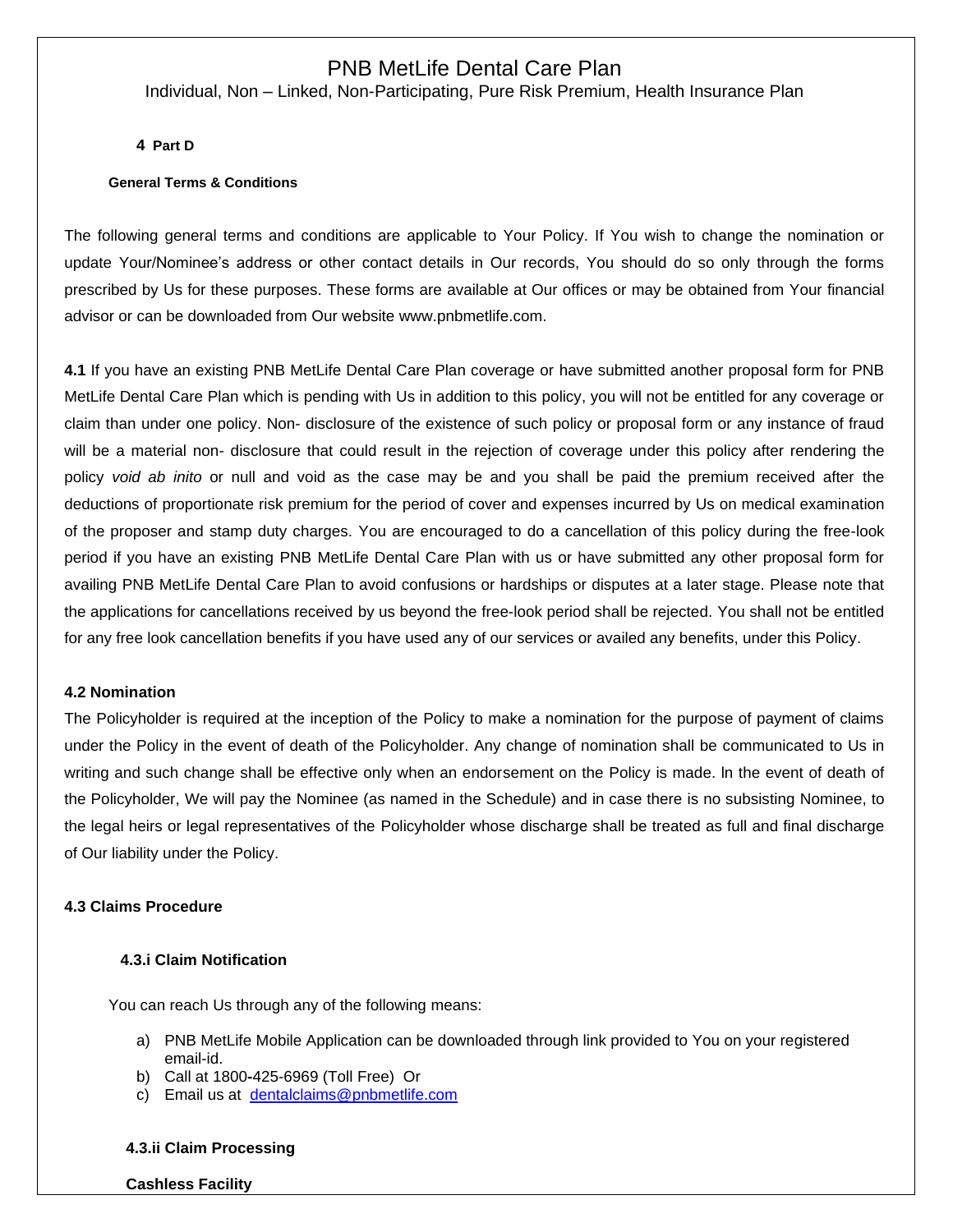## 4 Part D

### General Terms & Conditions

The following general terms and conditions are applicable to Your Policy. If You wish to change the nomination or update Your/Nominee's address or other contact details in Our records, You should do so only through the forms prescribed by Us for these purposes. These forms are available at Our offices or may be obtained from Your financial advisor or can be downloaded from Our website www.pnbmetlife.com.

**4.1** If you have an existing PNB MetLife Dental Care Plan coverage or have submitted another proposal form for PNB MetLife Dental Care Plan which is pending with Us in addition to this policy, you will not be entitled for any coverage or claim than under one policy. Non- disclosure of the existence of such policy or proposal form or any instance of fraud will be a material non- disclosure that could result in the rejection of coverage under this policy after rendering the policy *void ab inito* or null and void as the case may be and you shall be paid the premium received after the deductions of proportionate risk premium for the period of cover and expenses incurred by Us on medical examination of the proposer and stamp duty charges. You are encouraged to do a cancellation of this policy during the free-look period if you have an existing PNB MetLife Dental Care Plan with us or have submitted any other proposal form for availing PNB MetLife Dental Care Plan to avoid confusions or hardships or disputes at a later stage. Please note that the applications for cancellations received by us beyond the free-look period shall be rejected. You shall not be entitled for any free look cancellation benefits if you have used any of our services or availed any benefits, under this Policy.

### 4.2 Nomination

The Policyholder is required at the inception of the Policy to make a nomination for the purpose of payment of claims under the Policy in the event of death of the Policyholder. Any change of nomination shall be communicated to Us in writing and such change shall be effective only when an endorsement on the Policy is made. In the event of death of the Policyholder, We will pay the Nominee (as named in the Schedule) and in case there is no subsisting Nominee, to the legal heirs or legal representatives of the Policyholder whose discharge shall be treated as full and final discharge of Our liability under the Policy.

### 4.3 Claims Procedure

#### 4.3.i Claim Notification

You can reach Us through any of the following means:

a) PNB MetLife Mobile Application can be downloaded through link provided to You on your registered email-id.
b) Call at 1800-425-6969 (Toll Free) Or
c) Email us at dentalclaims@pnbmetlife.com

#### 4.3.ii Claim Processing

**Cashless Facility**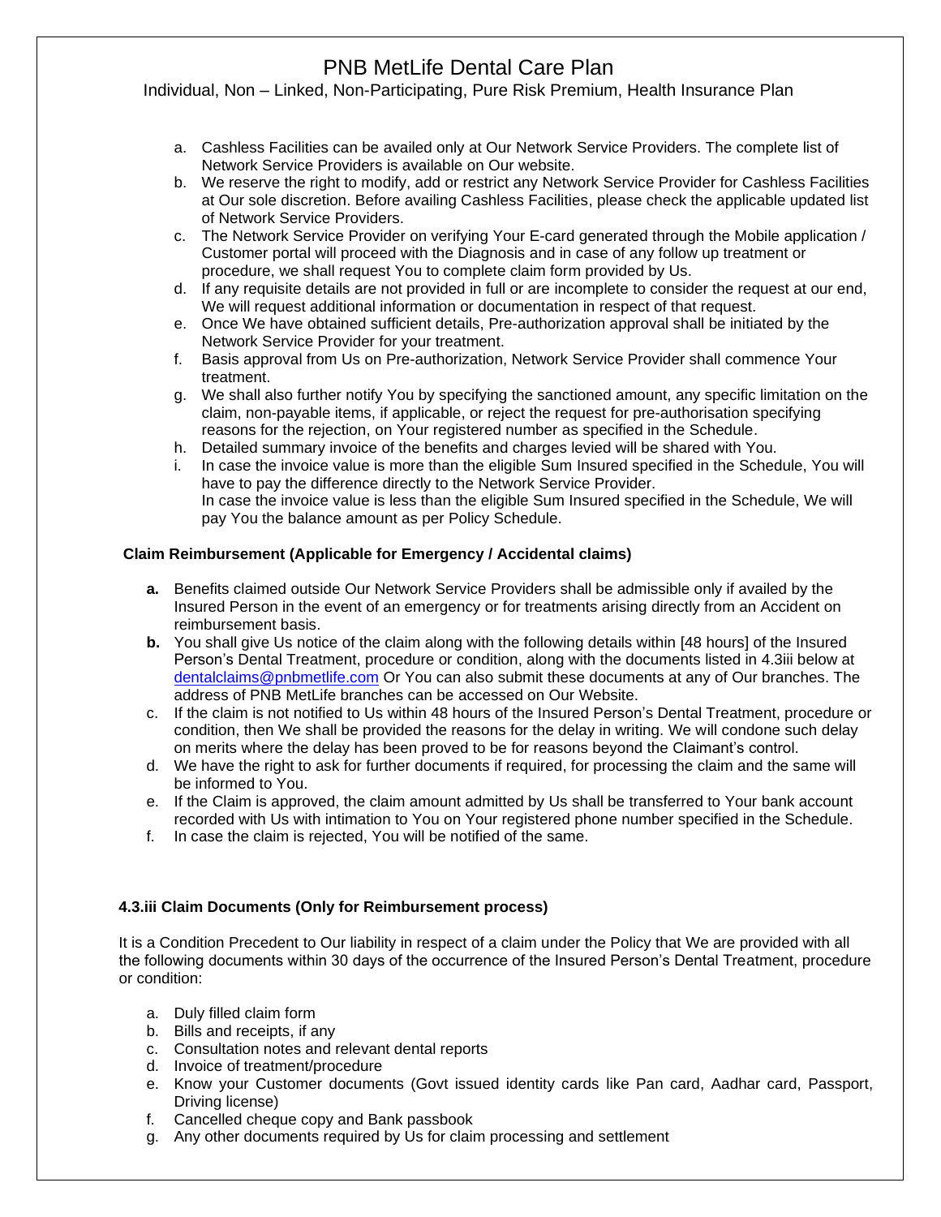a. Cashless Facilities can be availed only at Our Network Service Providers. The complete list of Network Service Providers is available on Our website.
b. We reserve the right to modify, add or restrict any Network Service Provider for Cashless Facilities at Our sole discretion. Before availing Cashless Facilities, please check the applicable updated list of Network Service Providers.
c. The Network Service Provider on verifying Your E-card generated through the Mobile application / Customer portal will proceed with the Diagnosis and in case of any follow up treatment or procedure, we shall request You to complete claim form provided by Us.
d. If any requisite details are not provided in full or are incomplete to consider the request at our end, We will request additional information or documentation in respect of that request.
e. Once We have obtained sufficient details, Pre-authorization approval shall be initiated by the Network Service Provider for your treatment.
f. Basis approval from Us on Pre-authorization, Network Service Provider shall commence Your treatment.
g. We shall also further notify You by specifying the sanctioned amount, any specific limitation on the claim, non-payable items, if applicable, or reject the request for pre-authorisation specifying reasons for the rejection, on Your registered number as specified in the Schedule.
h. Detailed summary invoice of the benefits and charges levied will be shared with You.
i. In case the invoice value is more than the eligible Sum Insured specified in the Schedule, You will have to pay the difference directly to the Network Service Provider.
   In case the invoice value is less than the eligible Sum Insured specified in the Schedule, We will pay You the balance amount as per Policy Schedule.

**Claim Reimbursement (Applicable for Emergency / Accidental claims)**

**a.** Benefits claimed outside Our Network Service Providers shall be admissible only if availed by the Insured Person in the event of an emergency or for treatments arising directly from an Accident on reimbursement basis.
**b.** You shall give Us notice of the claim along with the following details within [48 hours] of the Insured Person's Dental Treatment, procedure or condition, along with the documents listed in 4.3iii below at dentalclaims@pnbmetlife.com Or You can also submit these documents at any of Our branches. The address of PNB MetLife branches can be accessed on Our Website.
c. If the claim is not notified to Us within 48 hours of the Insured Person's Dental Treatment, procedure or condition, then We shall be provided the reasons for the delay in writing. We will condone such delay on merits where the delay has been proved to be for reasons beyond the Claimant's control.
d. We have the right to ask for further documents if required, for processing the claim and the same will be informed to You.
e. If the Claim is approved, the claim amount admitted by Us shall be transferred to Your bank account recorded with Us with intimation to You on Your registered phone number specified in the Schedule.
f. In case the claim is rejected, You will be notified of the same.

**4.3.iii Claim Documents (Only for Reimbursement process)**

It is a Condition Precedent to Our liability in respect of a claim under the Policy that We are provided with all the following documents within 30 days of the occurrence of the Insured Person's Dental Treatment, procedure or condition:

a. Duly filled claim form
b. Bills and receipts, if any
c. Consultation notes and relevant dental reports
d. Invoice of treatment/procedure
e. Know your Customer documents (Govt issued identity cards like Pan card, Aadhar card, Passport, Driving license)
f. Cancelled cheque copy and Bank passbook
g. Any other documents required by Us for claim processing and settlement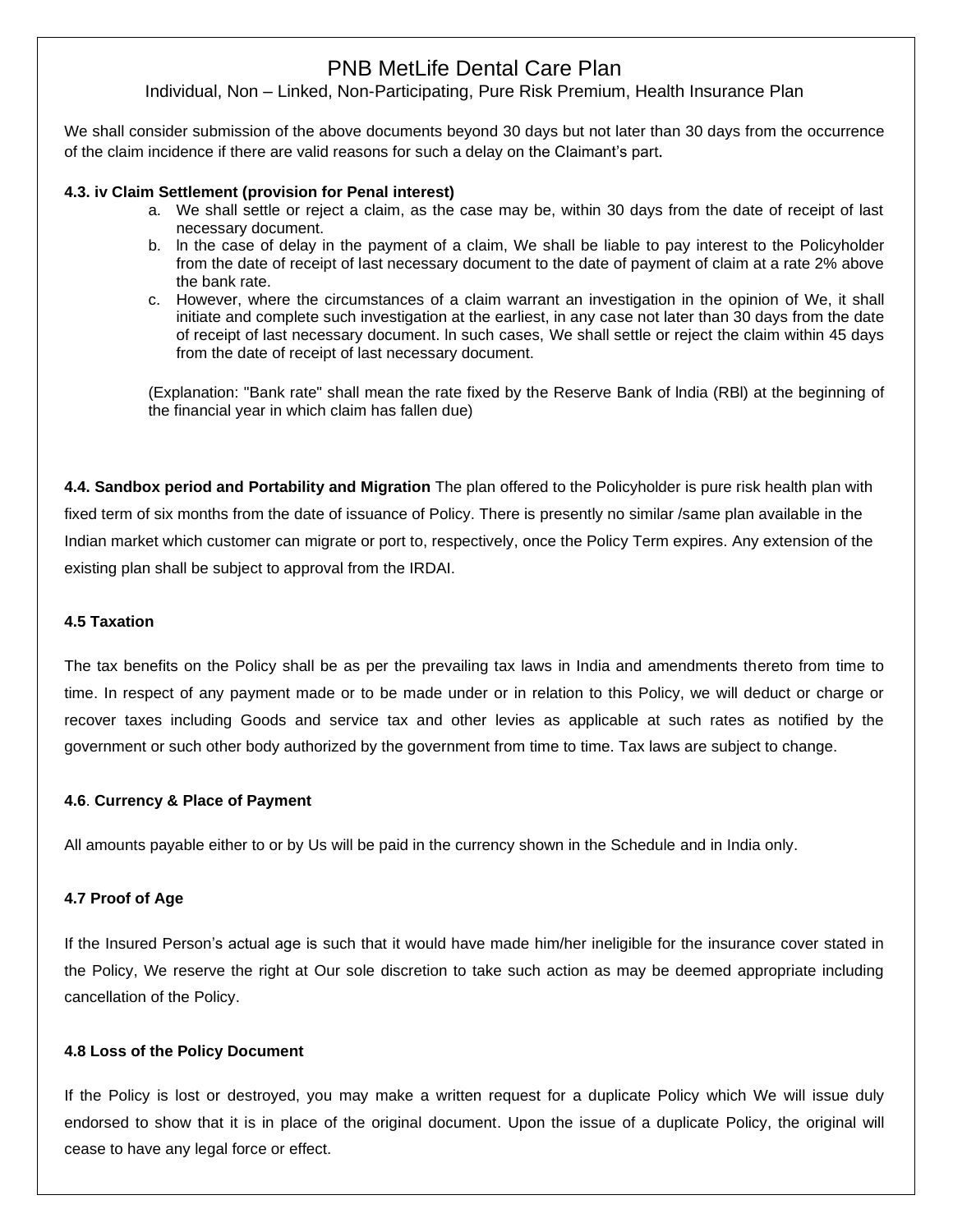We shall consider submission of the above documents beyond 30 days but not later than 30 days from the occurrence of the claim incidence if there are valid reasons for such a delay on the Claimant's part.

**4.3. iv Claim Settlement (provision for Penal interest)**

a. We shall settle or reject a claim, as the case may be, within 30 days from the date of receipt of last necessary document.
b. ln the case of delay in the payment of a claim, We shall be liable to pay interest to the Policyholder from the date of receipt of last necessary document to the date of payment of claim at a rate 2% above the bank rate.
c. However, where the circumstances of a claim warrant an investigation in the opinion of We, it shall initiate and complete such investigation at the earliest, in any case not later than 30 days from the date of receipt of last necessary document. ln such cases, We shall settle or reject the claim within 45 days from the date of receipt of last necessary document.

(Explanation: "Bank rate" shall mean the rate fixed by the Reserve Bank of lndia (RBl) at the beginning of the financial year in which claim has fallen due)

**4.4. Sandbox period and Portability and Migration** The plan offered to the Policyholder is pure risk health plan with fixed term of six months from the date of issuance of Policy. There is presently no similar /same plan available in the Indian market which customer can migrate or port to, respectively, once the Policy Term expires. Any extension of the existing plan shall be subject to approval from the IRDAI.

**4.5 Taxation**

The tax benefits on the Policy shall be as per the prevailing tax laws in India and amendments thereto from time to time. In respect of any payment made or to be made under or in relation to this Policy, we will deduct or charge or recover taxes including Goods and service tax and other levies as applicable at such rates as notified by the government or such other body authorized by the government from time to time. Tax laws are subject to change.

**4.6**. **Currency & Place of Payment**

All amounts payable either to or by Us will be paid in the currency shown in the Schedule and in India only.

**4.7 Proof of Age**

If the Insured Person's actual age is such that it would have made him/her ineligible for the insurance cover stated in the Policy, We reserve the right at Our sole discretion to take such action as may be deemed appropriate including cancellation of the Policy.

**4.8 Loss of the Policy Document**

If the Policy is lost or destroyed, you may make a written request for a duplicate Policy which We will issue duly endorsed to show that it is in place of the original document. Upon the issue of a duplicate Policy, the original will cease to have any legal force or effect.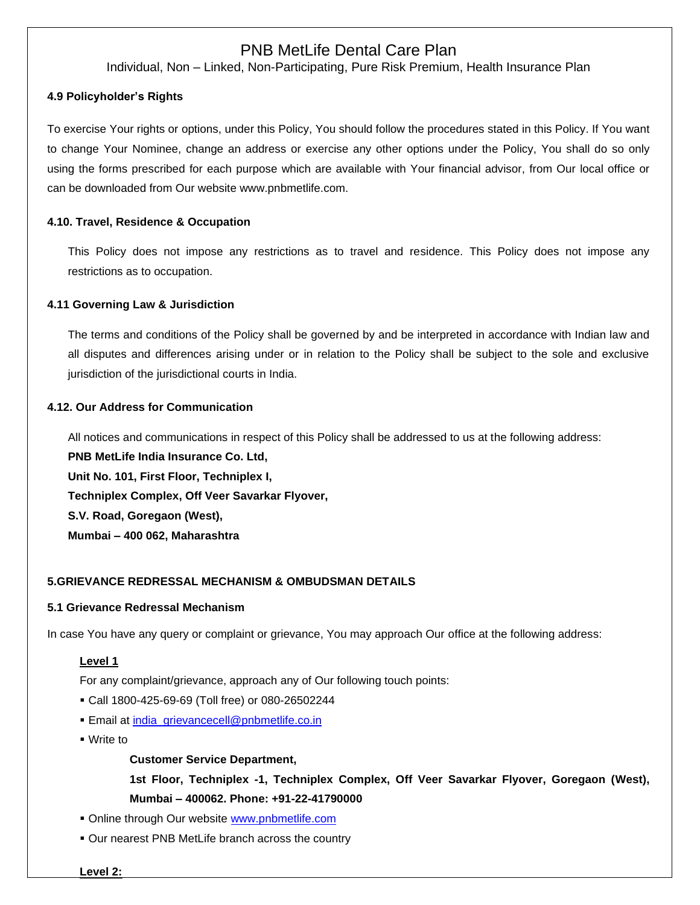**4.9 Policyholder's Rights**

To exercise Your rights or options, under this Policy, You should follow the procedures stated in this Policy. If You want to change Your Nominee, change an address or exercise any other options under the Policy, You shall do so only using the forms prescribed for each purpose which are available with Your financial advisor, from Our local office or can be downloaded from Our website www.pnbmetlife.com.

**4.10. Travel, Residence & Occupation**

This Policy does not impose any restrictions as to travel and residence. This Policy does not impose any restrictions as to occupation.

**4.11 Governing Law & Jurisdiction**

The terms and conditions of the Policy shall be governed by and be interpreted in accordance with Indian law and all disputes and differences arising under or in relation to the Policy shall be subject to the sole and exclusive jurisdiction of the jurisdictional courts in India.

**4.12. Our Address for Communication**

All notices and communications in respect of this Policy shall be addressed to us at the following address:

**PNB MetLife India Insurance Co. Ltd,**
**Unit No. 101, First Floor, Techniplex I,**
**Techniplex Complex, Off Veer Savarkar Flyover,**
**S.V. Road, Goregaon (West),**
**Mumbai – 400 062, Maharashtra**

**5.GRIEVANCE REDRESSAL MECHANISM & OMBUDSMAN DETAILS**

**5.1 Grievance Redressal Mechanism**

In case You have any query or complaint or grievance, You may approach Our office at the following address:

**Level 1**

For any complaint/grievance, approach any of Our following touch points:

- Call 1800-425-69-69 (Toll free) or 080-26502244
- Email at india_grievancecell@pnbmetlife.co.in
- Write to

  **Customer Service Department,**
  **1st Floor, Techniplex -1, Techniplex Complex, Off Veer Savarkar Flyover, Goregaon (West), Mumbai – 400062. Phone: +91-22-41790000**

- Online through Our website www.pnbmetlife.com
- Our nearest PNB MetLife branch across the country

**Level 2:**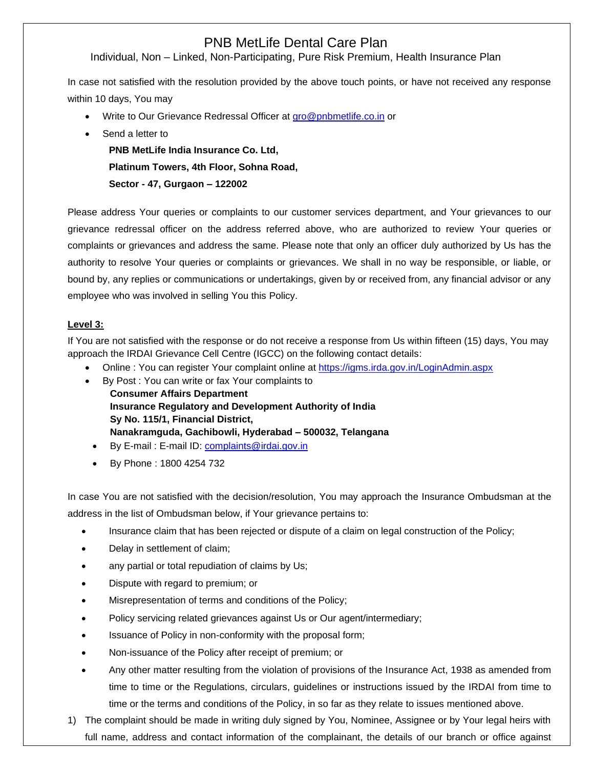In case not satisfied with the resolution provided by the above touch points, or have not received any response within 10 days, You may

- Write to Our Grievance Redressal Officer at gro@pnbmetlife.co.in or
- Send a letter to

  **PNB MetLife India Insurance Co. Ltd,**
  **Platinum Towers, 4th Floor, Sohna Road,**
  **Sector - 47, Gurgaon – 122002**

Please address Your queries or complaints to our customer services department, and Your grievances to our grievance redressal officer on the address referred above, who are authorized to review Your queries or complaints or grievances and address the same. Please note that only an officer duly authorized by Us has the authority to resolve Your queries or complaints or grievances. We shall in no way be responsible, or liable, or bound by, any replies or communications or undertakings, given by or received from, any financial advisor or any employee who was involved in selling You this Policy.

**Level 3:**

If You are not satisfied with the response or do not receive a response from Us within fifteen (15) days, You may approach the IRDAI Grievance Cell Centre (IGCC) on the following contact details:

- Online : You can register Your complaint online at https://igms.irda.gov.in/LoginAdmin.aspx
- By Post : You can write or fax Your complaints to

  **Consumer Affairs Department**
  **Insurance Regulatory and Development Authority of India**
  **Sy No. 115/1, Financial District,**
  **Nanakramguda, Gachibowli, Hyderabad – 500032, Telangana**
- By E-mail : E-mail ID: complaints@irdai.gov.in
- By Phone : 1800 4254 732

In case You are not satisfied with the decision/resolution, You may approach the Insurance Ombudsman at the address in the list of Ombudsman below, if Your grievance pertains to:

- Insurance claim that has been rejected or dispute of a claim on legal construction of the Policy;
- Delay in settlement of claim;
- any partial or total repudiation of claims by Us;
- Dispute with regard to premium; or
- Misrepresentation of terms and conditions of the Policy;
- Policy servicing related grievances against Us or Our agent/intermediary;
- Issuance of Policy in non-conformity with the proposal form;
- Non-issuance of the Policy after receipt of premium; or
- Any other matter resulting from the violation of provisions of the Insurance Act, 1938 as amended from time to time or the Regulations, circulars, guidelines or instructions issued by the IRDAI from time to time or the terms and conditions of the Policy, in so far as they relate to issues mentioned above.

1) The complaint should be made in writing duly signed by You, Nominee, Assignee or by Your legal heirs with full name, address and contact information of the complainant, the details of our branch or office against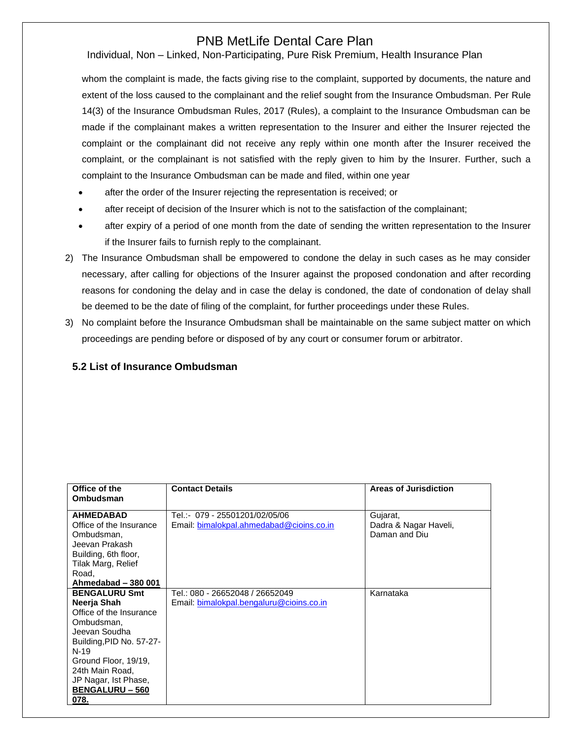whom the complaint is made, the facts giving rise to the complaint, supported by documents, the nature and extent of the loss caused to the complainant and the relief sought from the Insurance Ombudsman. Per Rule 14(3) of the Insurance Ombudsman Rules, 2017 (Rules), a complaint to the Insurance Ombudsman can be made if the complainant makes a written representation to the Insurer and either the Insurer rejected the complaint or the complainant did not receive any reply within one month after the Insurer received the complaint, or the complainant is not satisfied with the reply given to him by the Insurer. Further, such a complaint to the Insurance Ombudsman can be made and filed, within one year

- after the order of the Insurer rejecting the representation is received; or
- after receipt of decision of the Insurer which is not to the satisfaction of the complainant;
- after expiry of a period of one month from the date of sending the written representation to the Insurer if the Insurer fails to furnish reply to the complainant.

2) The Insurance Ombudsman shall be empowered to condone the delay in such cases as he may consider necessary, after calling for objections of the Insurer against the proposed condonation and after recording reasons for condoning the delay and in case the delay is condoned, the date of condonation of delay shall be deemed to be the date of filing of the complaint, for further proceedings under these Rules.
3) No complaint before the Insurance Ombudsman shall be maintainable on the same subject matter on which proceedings are pending before or disposed of by any court or consumer forum or arbitrator.

### 5.2 List of Insurance Ombudsman

| Office of the Ombudsman | Contact Details | Areas of Jurisdiction |
|---|---|---|
| **AHMEDABAD** Office of the Insurance Ombudsman, Jeevan Prakash Building, 6th floor, Tilak Marg, Relief Road, **Ahmedabad – 380 001** | Tel.:- 079 - 25501201/02/05/06 Email: bimalokpal.ahmedabad@cioins.co.in | Gujarat, Dadra & Nagar Haveli, Daman and Diu |
| **BENGALURU Smt Neerja Shah** Office of the Insurance Ombudsman, Jeevan Soudha Building,PID No. 57-27-N-19 Ground Floor, 19/19, 24th Main Road, JP Nagar, Ist Phase, **BENGALURU – 560 078.** | Tel.: 080 - 26652048 / 26652049 Email: bimalokpal.bengaluru@cioins.co.in | Karnataka |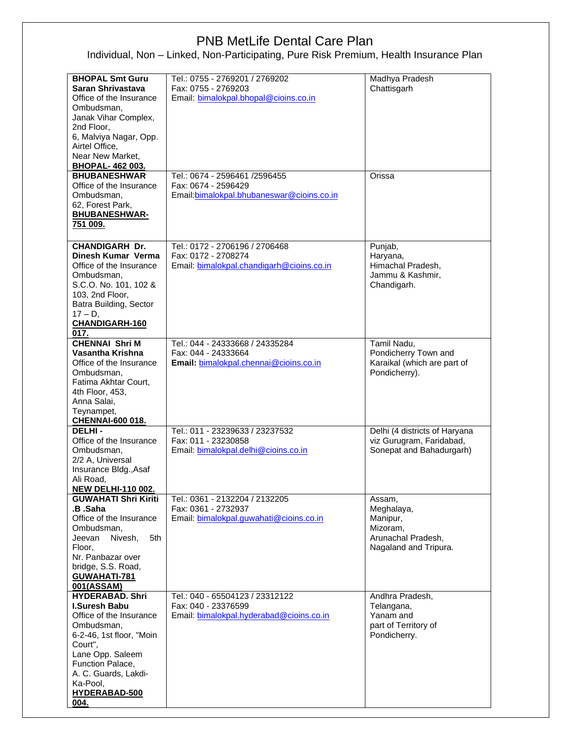# PNB MetLife Dental Care Plan

Individual, Non – Linked, Non-Participating, Pure Risk Premium, Health Insurance Plan

| | | |
|---|---|---|
| **BHOPAL Smt Guru Saran Shrivastava**<br>Office of the Insurance Ombudsman,<br>Janak Vihar Complex, 2nd Floor,<br>6, Malviya Nagar, Opp. Airtel Office,<br>Near New Market,<br>**BHOPAL- 462 003.** | Tel.: 0755 - 2769201 / 2769202<br>Fax: 0755 - 2769203<br>Email: bimalokpal.bhopal@cioins.co.in | Madhya Pradesh<br>Chattisgarh |
| **BHUBANESHWAR**<br>Office of the Insurance Ombudsman,<br>62, Forest Park,<br>**BHUBANESHWAR-751 009.** | Tel.: 0674 - 2596461 /2596455<br>Fax: 0674 - 2596429<br>Email:bimalokpal.bhubaneswar@cioins.co.in | Orissa |
| **CHANDIGARH Dr. Dinesh Kumar Verma**<br>Office of the Insurance Ombudsman,<br>S.C.O. No. 101, 102 & 103, 2nd Floor,<br>Batra Building, Sector 17 – D,<br>**CHANDIGARH-160 017.** | Tel.: 0172 - 2706196 / 2706468<br>Fax: 0172 - 2708274<br>Email: bimalokpal.chandigarh@cioins.co.in | Punjab,<br>Haryana,<br>Himachal Pradesh,<br>Jammu & Kashmir,<br>Chandigarh. |
| **CHENNAI Shri M Vasantha Krishna**<br>Office of the Insurance Ombudsman,<br>Fatima Akhtar Court, 4th Floor, 453,<br>Anna Salai,<br>Teynampet,<br>**CHENNAI-600 018.** | Tel.: 044 - 24333668 / 24335284<br>Fax: 044 - 24333664<br>**Email:** bimalokpal.chennai@cioins.co.in | Tamil Nadu,<br>Pondicherry Town and Karaikal (which are part of Pondicherry). |
| **DELHI -**<br>Office of the Insurance Ombudsman,<br>2/2 A, Universal Insurance Bldg.,Asaf Ali Road,<br>**NEW DELHI-110 002.** | Tel.: 011 - 23239633 / 23237532<br>Fax: 011 - 23230858<br>Email: bimalokpal.delhi@cioins.co.in | Delhi (4 districts of Haryana viz Gurugram, Faridabad, Sonepat and Bahadurgarh) |
| **GUWAHATI Shri Kiriti .B .Saha**<br>Office of the Insurance Ombudsman,<br>Jeevan Nivesh, 5th Floor,<br>Nr. Panbazar over bridge, S.S. Road,<br>**GUWAHATI-781 001(ASSAM)** | Tel.: 0361 - 2132204 / 2132205<br>Fax: 0361 - 2732937<br>Email: bimalokpal.guwahati@cioins.co.in | Assam,<br>Meghalaya,<br>Manipur,<br>Mizoram,<br>Arunachal Pradesh,<br>Nagaland and Tripura. |
| **HYDERABAD. Shri I.Suresh Babu**<br>Office of the Insurance Ombudsman,<br>6-2-46, 1st floor, "Moin Court",<br>Lane Opp. Saleem Function Palace,<br>A. C. Guards, Lakdi-Ka-Pool,<br>**HYDERABAD-500 004.** | Tel.: 040 - 65504123 / 23312122<br>Fax: 040 - 23376599<br>Email: bimalokpal.hyderabad@cioins.co.in | Andhra Pradesh,<br>Telangana,<br>Yanam and<br>part of Territory of Pondicherry. |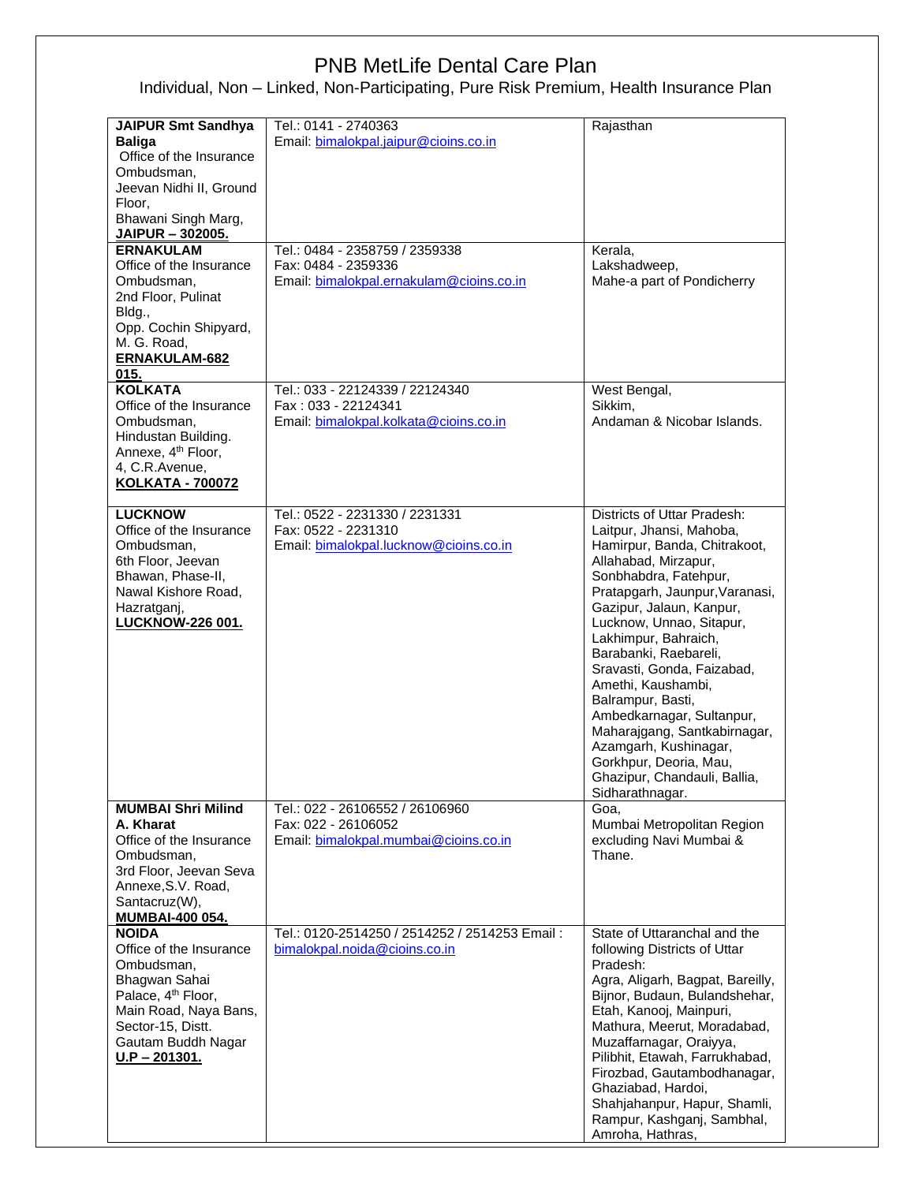# PNB MetLife Dental Care Plan

Individual, Non – Linked, Non-Participating, Pure Risk Premium, Health Insurance Plan

| | | |
|---|---|---|
| **JAIPUR Smt Sandhya Baliga**<br>Office of the Insurance Ombudsman,<br>Jeevan Nidhi II, Ground Floor,<br>Bhawani Singh Marg,<br>**JAIPUR – 302005.** | Tel.: 0141 - 2740363<br>Email: bimalokpal.jaipur@cioins.co.in | Rajasthan |
| **ERNAKULAM**<br>Office of the Insurance Ombudsman,<br>2nd Floor, Pulinat Bldg.,<br>Opp. Cochin Shipyard,<br>M. G. Road,<br>**ERNAKULAM-682 015.** | Tel.: 0484 - 2358759 / 2359338<br>Fax: 0484 - 2359336<br>Email: bimalokpal.ernakulam@cioins.co.in | Kerala,<br>Lakshadweep,<br>Mahe-a part of Pondicherry |
| **KOLKATA**<br>Office of the Insurance Ombudsman,<br>Hindustan Building.<br>Annexe, 4th Floor,<br>4, C.R.Avenue,<br>**KOLKATA - 700072** | Tel.: 033 - 22124339 / 22124340<br>Fax : 033 - 22124341<br>Email: bimalokpal.kolkata@cioins.co.in | West Bengal,<br>Sikkim,<br>Andaman & Nicobar Islands. |
| **LUCKNOW**<br>Office of the Insurance Ombudsman,<br>6th Floor, Jeevan Bhawan, Phase-II,<br>Nawal Kishore Road,<br>Hazratganj,<br>**LUCKNOW-226 001.** | Tel.: 0522 - 2231330 / 2231331<br>Fax: 0522 - 2231310<br>Email: bimalokpal.lucknow@cioins.co.in | Districts of Uttar Pradesh:<br>Laitpur, Jhansi, Mahoba, Hamirpur, Banda, Chitrakoot, Allahabad, Mirzapur, Sonbhabdra, Fatehpur, Pratapgarh, Jaunpur,Varanasi, Gazipur, Jalaun, Kanpur, Lucknow, Unnao, Sitapur, Lakhimpur, Bahraich, Barabanki, Raebareli, Sravasti, Gonda, Faizabad, Amethi, Kaushambi, Balrampur, Basti, Ambedkarnagar, Sultanpur, Maharajgang, Santkabirnagar, Azamgarh, Kushinagar, Gorkhpur, Deoria, Mau, Ghazipur, Chandauli, Ballia, Sidharathnagar. |
| **MUMBAI Shri Milind A. Kharat**<br>Office of the Insurance Ombudsman,<br>3rd Floor, Jeevan Seva Annexe,S.V. Road,<br>Santacruz(W),<br>**MUMBAI-400 054.** | Tel.: 022 - 26106552 / 26106960<br>Fax: 022 - 26106052<br>Email: bimalokpal.mumbai@cioins.co.in | Goa,<br>Mumbai Metropolitan Region excluding Navi Mumbai & Thane. |
| **NOIDA**<br>Office of the Insurance Ombudsman,<br>Bhagwan Sahai Palace, 4th Floor,<br>Main Road, Naya Bans,<br>Sector-15, Distt.<br>Gautam Buddh Nagar<br>**U.P – 201301.** | Tel.: 0120-2514250 / 2514252 / 2514253 Email :<br>bimalokpal.noida@cioins.co.in | State of Uttaranchal and the following Districts of Uttar Pradesh:<br>Agra, Aligarh, Bagpat, Bareilly, Bijnor, Budaun, Bulandshehar, Etah, Kanooj, Mainpuri, Mathura, Meerut, Moradabad, Muzaffarnagar, Oraiyya, Pilibhit, Etawah, Farrukhabad, Firozbad, Gautambodhanagar, Ghaziabad, Hardoi, Shahjahanpur, Hapur, Shamli, Rampur, Kashganj, Sambhal, Amroha, Hathras, |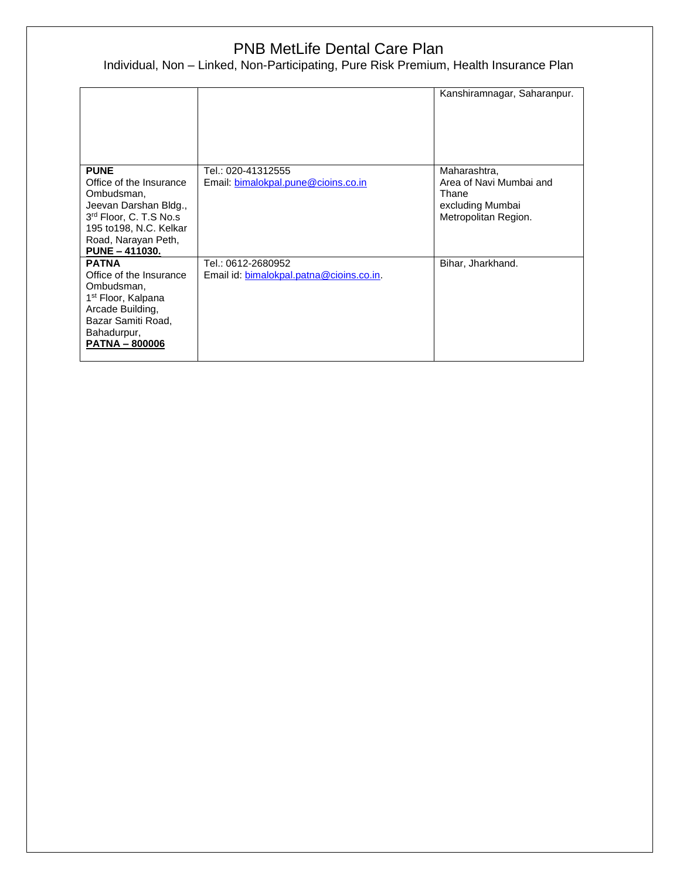| | | |
|---|---|---|
| | | Kanshiramnagar, Saharanpur. |
| **PUNE**<br>Office of the Insurance Ombudsman,<br>Jeevan Darshan Bldg., 3rd Floor, C. T.S No.s 195 to198, N.C. Kelkar Road, Narayan Peth,<br>**PUNE – 411030.** | Tel.: 020-41312555<br>Email: bimalokpal.pune@cioins.co.in | Maharashtra,<br>Area of Navi Mumbai and Thane<br>excluding Mumbai Metropolitan Region. |
| **PATNA**<br>Office of the Insurance Ombudsman,<br>1st Floor, Kalpana Arcade Building,<br>Bazar Samiti Road,<br>Bahadurpur,<br>**PATNA – 800006** | Tel.: 0612-2680952<br>Email id: bimalokpal.patna@cioins.co.in. | Bihar, Jharkhand. |